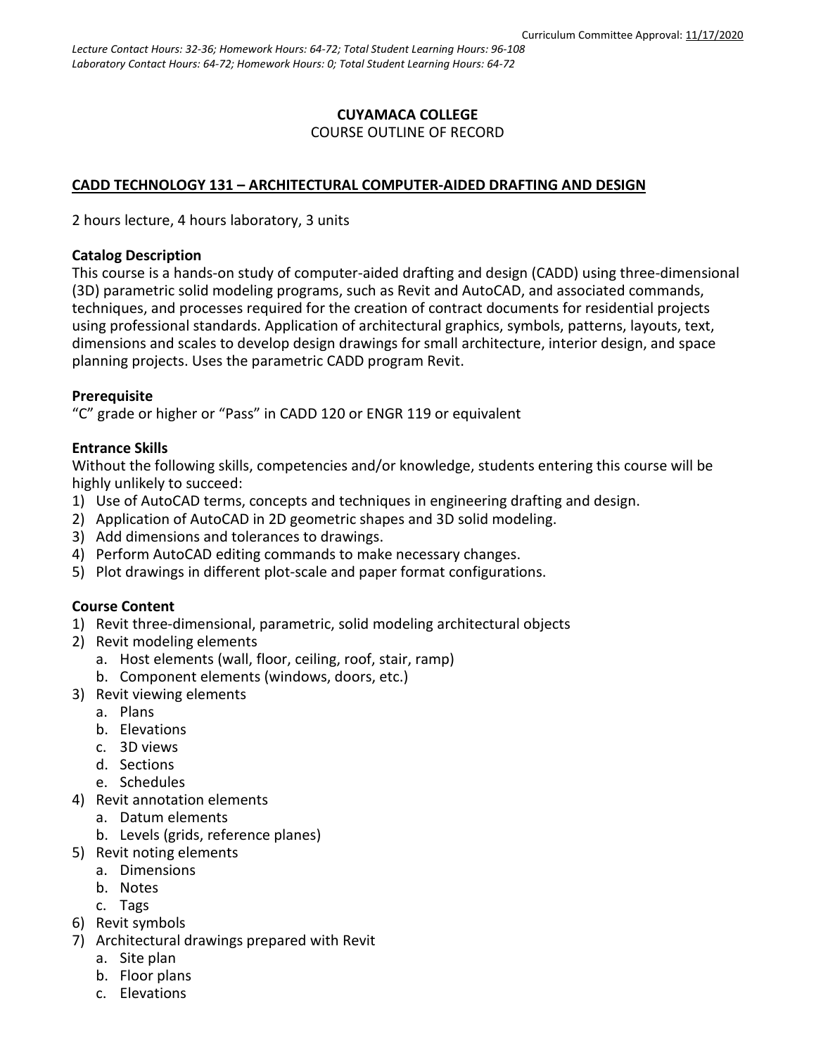Curriculum Committee Approval: 11/17/2020

*Lecture Contact Hours: 32-36; Homework Hours: 64-72; Total Student Learning Hours: 96-108*
*Laboratory Contact Hours: 64-72; Homework Hours: 0; Total Student Learning Hours: 64-72*

**CUYAMACA COLLEGE**
COURSE OUTLINE OF RECORD

## CADD TECHNOLOGY 131 – ARCHITECTURAL COMPUTER-AIDED DRAFTING AND DESIGN

2 hours lecture, 4 hours laboratory, 3 units

### Catalog Description

This course is a hands-on study of computer-aided drafting and design (CADD) using three-dimensional (3D) parametric solid modeling programs, such as Revit and AutoCAD, and associated commands, techniques, and processes required for the creation of contract documents for residential projects using professional standards. Application of architectural graphics, symbols, patterns, layouts, text, dimensions and scales to develop design drawings for small architecture, interior design, and space planning projects. Uses the parametric CADD program Revit.

### Prerequisite

"C" grade or higher or "Pass" in CADD 120 or ENGR 119 or equivalent

### Entrance Skills

Without the following skills, competencies and/or knowledge, students entering this course will be highly unlikely to succeed:

1) Use of AutoCAD terms, concepts and techniques in engineering drafting and design.
2) Application of AutoCAD in 2D geometric shapes and 3D solid modeling.
3) Add dimensions and tolerances to drawings.
4) Perform AutoCAD editing commands to make necessary changes.
5) Plot drawings in different plot-scale and paper format configurations.

### Course Content

1) Revit three-dimensional, parametric, solid modeling architectural objects
2) Revit modeling elements
   a. Host elements (wall, floor, ceiling, roof, stair, ramp)
   b. Component elements (windows, doors, etc.)
3) Revit viewing elements
   a. Plans
   b. Elevations
   c. 3D views
   d. Sections
   e. Schedules
4) Revit annotation elements
   a. Datum elements
   b. Levels (grids, reference planes)
5) Revit noting elements
   a. Dimensions
   b. Notes
   c. Tags
6) Revit symbols
7) Architectural drawings prepared with Revit
   a. Site plan
   b. Floor plans
   c. Elevations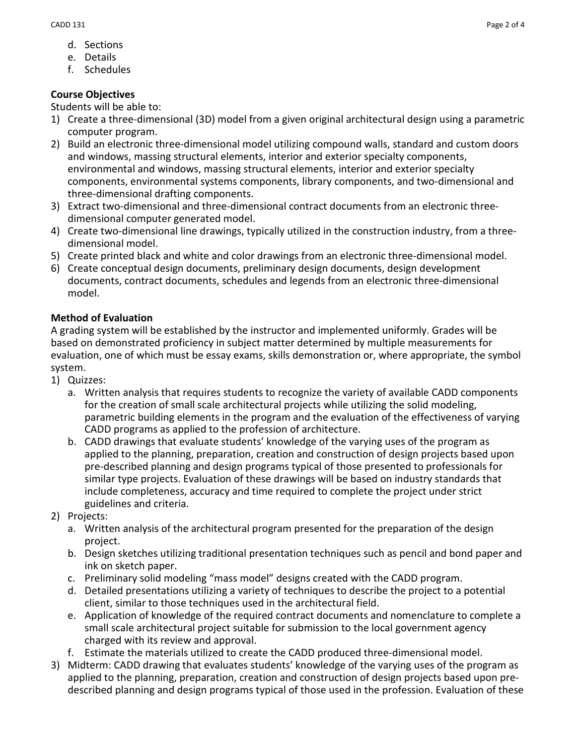d. Sections
e. Details
f. Schedules

**Course Objectives**

Students will be able to:

1) Create a three-dimensional (3D) model from a given original architectural design using a parametric computer program.
2) Build an electronic three-dimensional model utilizing compound walls, standard and custom doors and windows, massing structural elements, interior and exterior specialty components, environmental and windows, massing structural elements, interior and exterior specialty components, environmental systems components, library components, and two-dimensional and three-dimensional drafting components.
3) Extract two-dimensional and three-dimensional contract documents from an electronic three-dimensional computer generated model.
4) Create two-dimensional line drawings, typically utilized in the construction industry, from a three-dimensional model.
5) Create printed black and white and color drawings from an electronic three-dimensional model.
6) Create conceptual design documents, preliminary design documents, design development documents, contract documents, schedules and legends from an electronic three-dimensional model.

**Method of Evaluation**

A grading system will be established by the instructor and implemented uniformly. Grades will be based on demonstrated proficiency in subject matter determined by multiple measurements for evaluation, one of which must be essay exams, skills demonstration or, where appropriate, the symbol system.

1) Quizzes:
   a. Written analysis that requires students to recognize the variety of available CADD components for the creation of small scale architectural projects while utilizing the solid modeling, parametric building elements in the program and the evaluation of the effectiveness of varying CADD programs as applied to the profession of architecture.
   b. CADD drawings that evaluate students' knowledge of the varying uses of the program as applied to the planning, preparation, creation and construction of design projects based upon pre-described planning and design programs typical of those presented to professionals for similar type projects. Evaluation of these drawings will be based on industry standards that include completeness, accuracy and time required to complete the project under strict guidelines and criteria.
2) Projects:
   a. Written analysis of the architectural program presented for the preparation of the design project.
   b. Design sketches utilizing traditional presentation techniques such as pencil and bond paper and ink on sketch paper.
   c. Preliminary solid modeling "mass model" designs created with the CADD program.
   d. Detailed presentations utilizing a variety of techniques to describe the project to a potential client, similar to those techniques used in the architectural field.
   e. Application of knowledge of the required contract documents and nomenclature to complete a small scale architectural project suitable for submission to the local government agency charged with its review and approval.
   f. Estimate the materials utilized to create the CADD produced three-dimensional model.
3) Midterm: CADD drawing that evaluates students' knowledge of the varying uses of the program as applied to the planning, preparation, creation and construction of design projects based upon pre-described planning and design programs typical of those used in the profession. Evaluation of these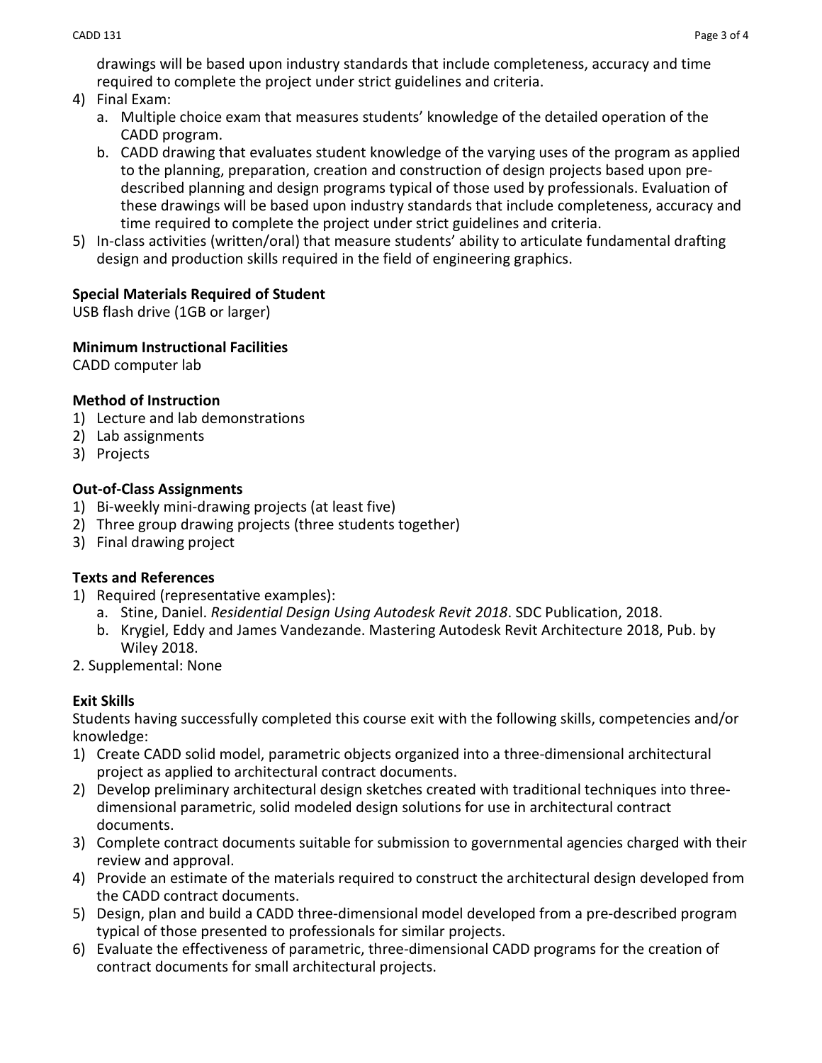drawings will be based upon industry standards that include completeness, accuracy and time required to complete the project under strict guidelines and criteria.

4) Final Exam:
   a. Multiple choice exam that measures students' knowledge of the detailed operation of the CADD program.
   b. CADD drawing that evaluates student knowledge of the varying uses of the program as applied to the planning, preparation, creation and construction of design projects based upon pre-described planning and design programs typical of those used by professionals. Evaluation of these drawings will be based upon industry standards that include completeness, accuracy and time required to complete the project under strict guidelines and criteria.
5) In-class activities (written/oral) that measure students' ability to articulate fundamental drafting design and production skills required in the field of engineering graphics.

**Special Materials Required of Student**

USB flash drive (1GB or larger)

**Minimum Instructional Facilities**

CADD computer lab

**Method of Instruction**

1) Lecture and lab demonstrations
2) Lab assignments
3) Projects

**Out-of-Class Assignments**

1) Bi-weekly mini-drawing projects (at least five)
2) Three group drawing projects (three students together)
3) Final drawing project

**Texts and References**

1) Required (representative examples):
   a. Stine, Daniel. *Residential Design Using Autodesk Revit 2018*. SDC Publication, 2018.
   b. Krygiel, Eddy and James Vandezande. Mastering Autodesk Revit Architecture 2018, Pub. by Wiley 2018.

2. Supplemental: None

**Exit Skills**

Students having successfully completed this course exit with the following skills, competencies and/or knowledge:

1) Create CADD solid model, parametric objects organized into a three-dimensional architectural project as applied to architectural contract documents.
2) Develop preliminary architectural design sketches created with traditional techniques into three-dimensional parametric, solid modeled design solutions for use in architectural contract documents.
3) Complete contract documents suitable for submission to governmental agencies charged with their review and approval.
4) Provide an estimate of the materials required to construct the architectural design developed from the CADD contract documents.
5) Design, plan and build a CADD three-dimensional model developed from a pre-described program typical of those presented to professionals for similar projects.
6) Evaluate the effectiveness of parametric, three-dimensional CADD programs for the creation of contract documents for small architectural projects.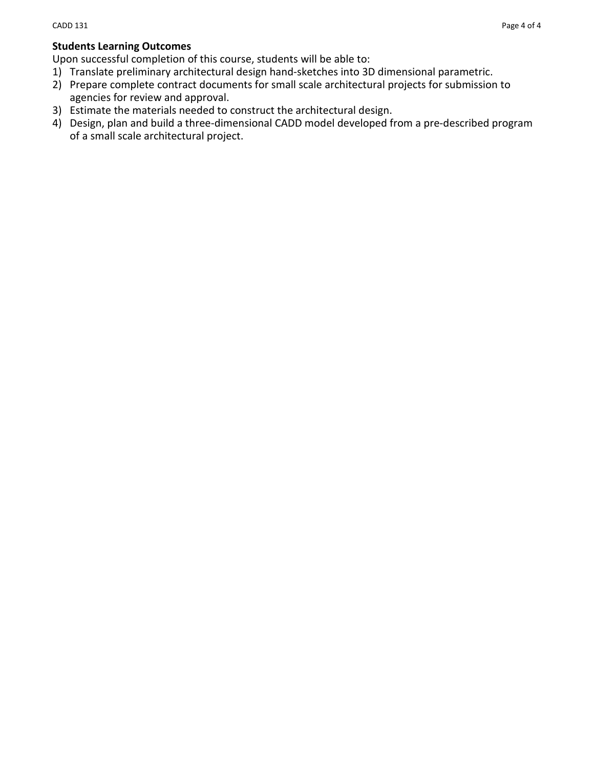**Students Learning Outcomes**

Upon successful completion of this course, students will be able to:

1) Translate preliminary architectural design hand-sketches into 3D dimensional parametric.
2) Prepare complete contract documents for small scale architectural projects for submission to agencies for review and approval.
3) Estimate the materials needed to construct the architectural design.
4) Design, plan and build a three-dimensional CADD model developed from a pre-described program of a small scale architectural project.